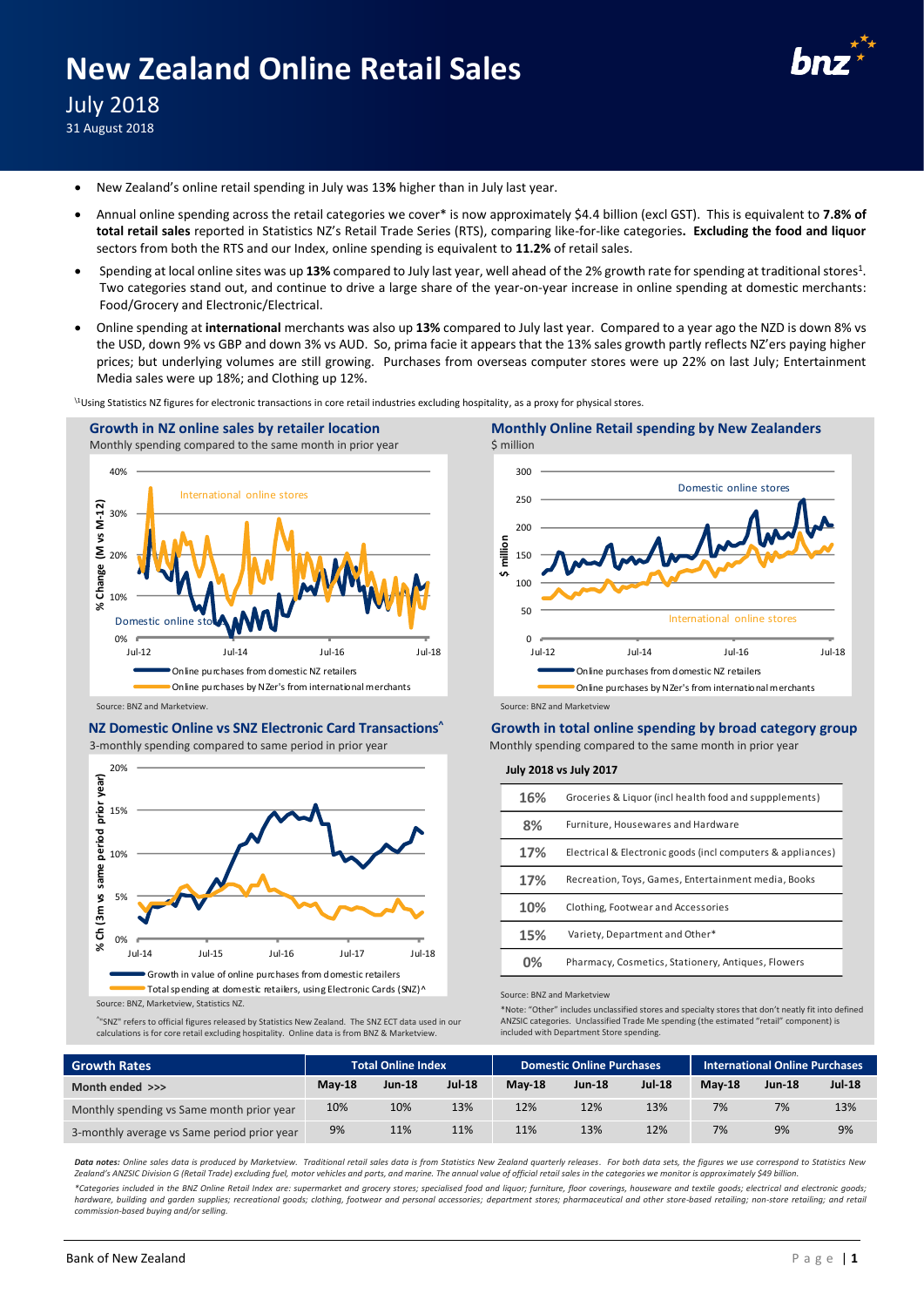# New Zealand Online Retail Sales

## July 2018

31 August 2018

- New Zealand's online retail spending in July was 13**%** higher than in July last year.
- Annual online spending across the retail categories we cover* is now approximately $4.4 billion (excl GST). This is equivalent to **7.8% of total retail sales** reported in Statistics NZ's Retail Trade Series (RTS), comparing like-for-like categories**. Excluding the food and liquor** sectors from both the RTS and our Index, online spending is equivalent to **11.2%** of retail sales.
- Spending at local online sites was up **13%** compared to July last year, well ahead of the 2% growth rate for spending at traditional stores[1]. Two categories stand out, and continue to drive a large share of the year-on-year increase in online spending at domestic merchants: Food/Grocery and Electronic/Electrical.
- Online spending at **international** merchants was also up **13%** compared to July last year. Compared to a year ago the NZD is down 8% vs the USD, down 9% vs GBP and down 3% vs AUD. So, prima facie it appears that the 13% sales growth partly reflects NZ'ers paying higher prices; but underlying volumes are still growing. Purchases from overseas computer stores were up 22% on last July; Entertainment Media sales were up 18%; and Clothing up 12%.

[1]Using Statistics NZ figures for electronic transactions in core retail industries excluding hospitality, as a proxy for physical stores.

### Growth in NZ online sales by retailer location

Monthly spending compared to the same month in prior year

Source: BNZ and Marketview.

### Monthly Online Retail spending by New Zealanders

$ million

Source: BNZ and Marketview

### NZ Domestic Online vs SNZ Electronic Card Transactions^

3-monthly spending compared to same period in prior year

Source: BNZ, Marketview, Statistics NZ.

^"SNZ" refers to official figures released by Statistics New Zealand. The SNZ ECT data used in our calculations is for core retail excluding hospitality. Online data is from BNZ & Marketview.

### Growth in total online spending by broad category group

Monthly spending compared to the same month in prior year

**July 2018 vs July 2017**

| | |
|---|---|
| 16% | Groceries & Liquor (incl health food and suppplements) |
| 8% | Furniture, Housewares and Hardware |
| 17% | Electrical & Electronic goods (incl computers & appliances) |
| 17% | Recreation, Toys, Games, Entertainment media, Books |
| 10% | Clothing, Footwear and Accessories |
| 15% | Variety, Department and Other* |
| 0% | Pharmacy, Cosmetics, Stationery, Antiques, Flowers |

Source: BNZ and Marketview

*Note: "Other" includes unclassified stores and specialty stores that don't neatly fit into defined ANZSIC categories. Unclassified Trade Me spending (the estimated "retail" component) is included with Department Store spending.

| Growth Rates | Total Online Index | | | Domestic Online Purchases | | | International Online Purchases | | |
|---|---|---|---|---|---|---|---|---|---|
| Month ended >>> | May-18 | Jun-18 | Jul-18 | May-18 | Jun-18 | Jul-18 | May-18 | Jun-18 | Jul-18 |
| Monthly spending vs Same month prior year | 10% | 10% | 13% | 12% | 12% | 13% | 7% | 7% | 13% |
| 3-monthly average vs Same period prior year | 9% | 11% | 11% | 11% | 13% | 12% | 7% | 9% | 9% |

***Data notes:*** *Online sales data is produced by Marketview. Traditional retail sales data is from Statistics New Zealand quarterly releases. For both data sets, the figures we use correspond to Statistics New Zealand's ANZSIC Division G (Retail Trade) excluding fuel, motor vehicles and parts, and marine. The annual value of official retail sales in the categories we monitor is approximately $49 billion.*

*\*Categories included in the BNZ Online Retail Index are: supermarket and grocery stores; specialised food and liquor; furniture, floor coverings, houseware and textile goods; electrical and electronic goods; hardware, building and garden supplies; recreational goods; clothing, footwear and personal accessories; department stores; pharmaceutical and other store-based retailing; non-store retailing; and retail commission-based buying and/or selling.*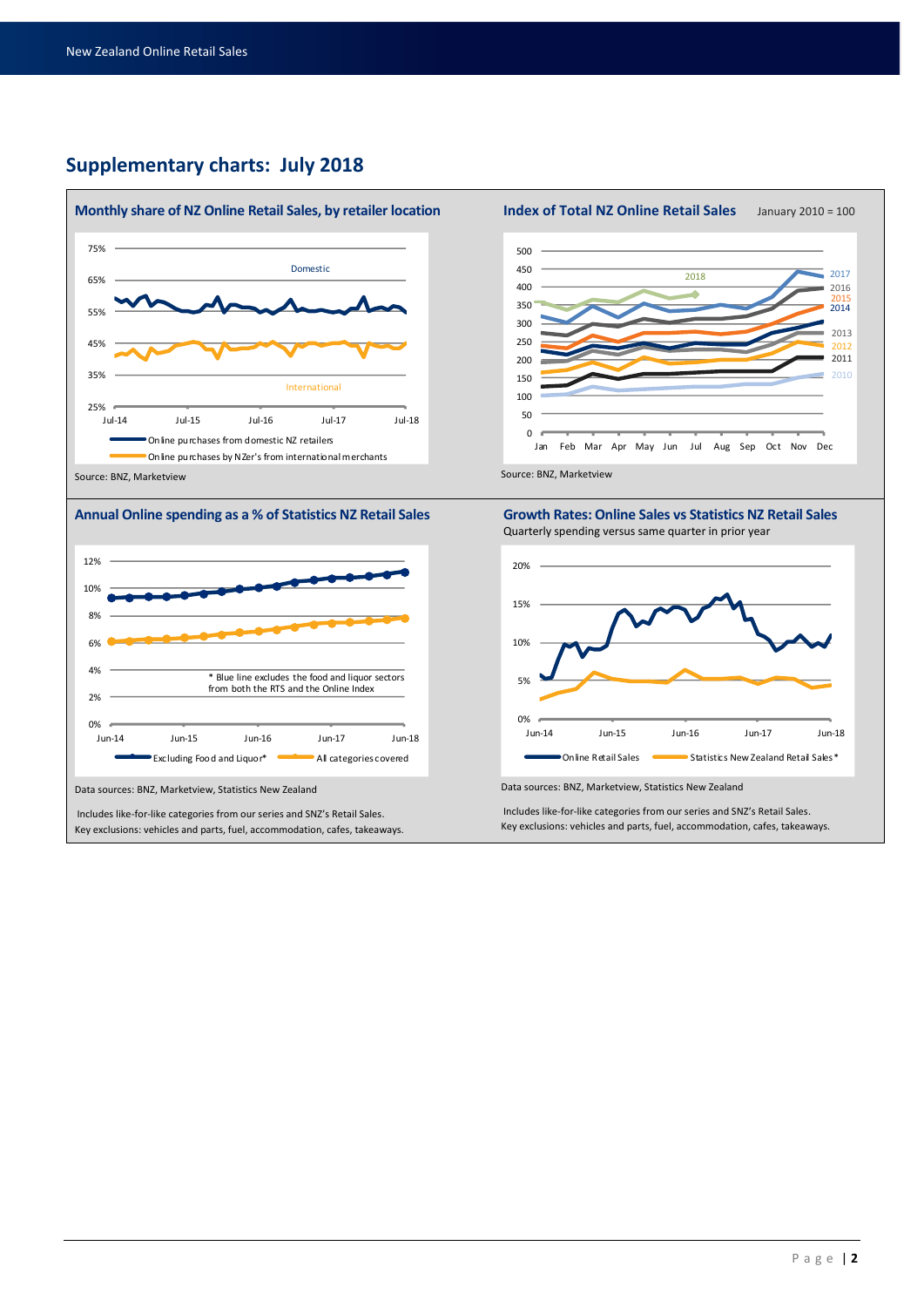## Supplementary charts: July 2018

### Monthly share of NZ Online Retail Sales, by retailer location

Domestic

International

- Online purchases from domestic NZ retailers
- Online purchases by NZer's from international merchants

Source: BNZ, Marketview

### Index of Total NZ Online Retail Sales

January 2010 = 100

Source: BNZ, Marketview

### Annual Online spending as a % of Statistics NZ Retail Sales

\* Blue line excludes the food and liquor sectors from both the RTS and the Online Index

- Excluding Food and Liquor*
- All categories covered

Data sources: BNZ, Marketview, Statistics New Zealand

Includes like-for-like categories from our series and SNZ's Retail Sales.
Key exclusions: vehicles and parts, fuel, accommodation, cafes, takeaways.

### Growth Rates: Online Sales vs Statistics NZ Retail Sales

Quarterly spending versus same quarter in prior year

- Online Retail Sales
- Statistics New Zealand Retail Sales*

Data sources: BNZ, Marketview, Statistics New Zealand

Includes like-for-like categories from our series and SNZ's Retail Sales.
Key exclusions: vehicles and parts, fuel, accommodation, cafes, takeaways.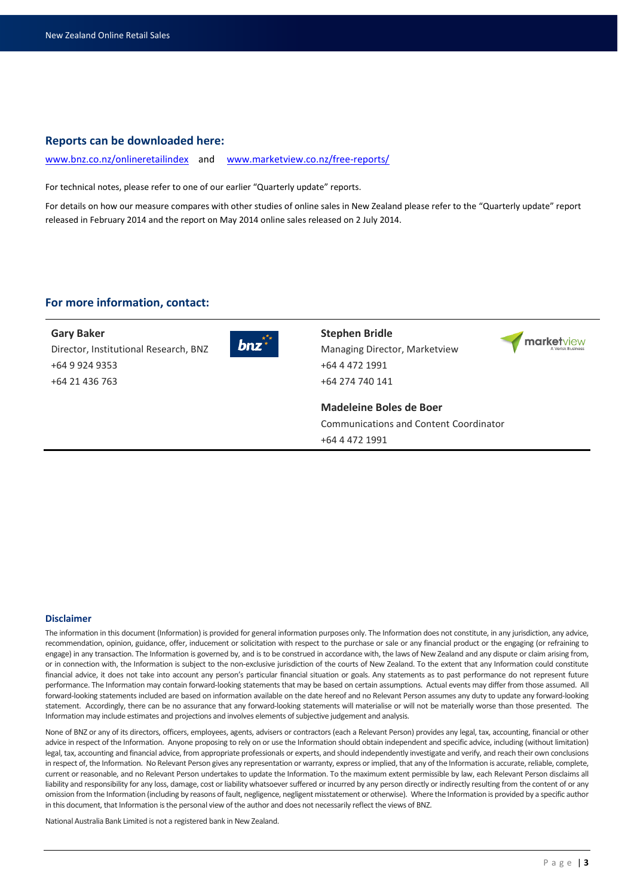## Reports can be downloaded here:

www.bnz.co.nz/onlineretailindex and www.marketview.co.nz/free-reports/

For technical notes, please refer to one of our earlier "Quarterly update" reports.

For details on how our measure compares with other studies of online sales in New Zealand please refer to the "Quarterly update" report released in February 2014 and the report on May 2014 online sales released on 2 July 2014.

## For more information, contact:

**Gary Baker**
Director, Institutional Research, BNZ
+64 9 924 9353
+64 21 436 763

**Stephen Bridle**
Managing Director, Marketview
+64 4 472 1991
+64 274 740 141

**Madeleine Boles de Boer**
Communications and Content Coordinator
+64 4 472 1991

### Disclaimer

The information in this document (Information) is provided for general information purposes only. The Information does not constitute, in any jurisdiction, any advice, recommendation, opinion, guidance, offer, inducement or solicitation with respect to the purchase or sale or any financial product or the engaging (or refraining to engage) in any transaction. The Information is governed by, and is to be construed in accordance with, the laws of New Zealand and any dispute or claim arising from, or in connection with, the Information is subject to the non-exclusive jurisdiction of the courts of New Zealand. To the extent that any Information could constitute financial advice, it does not take into account any person's particular financial situation or goals. Any statements as to past performance do not represent future performance. The Information may contain forward-looking statements that may be based on certain assumptions. Actual events may differ from those assumed. All forward-looking statements included are based on information available on the date hereof and no Relevant Person assumes any duty to update any forward-looking statement. Accordingly, there can be no assurance that any forward-looking statements will materialise or will not be materially worse than those presented. The Information may include estimates and projections and involves elements of subjective judgement and analysis.

None of BNZ or any of its directors, officers, employees, agents, advisers or contractors (each a Relevant Person) provides any legal, tax, accounting, financial or other advice in respect of the Information. Anyone proposing to rely on or use the Information should obtain independent and specific advice, including (without limitation) legal, tax, accounting and financial advice, from appropriate professionals or experts, and should independently investigate and verify, and reach their own conclusions in respect of, the Information. No Relevant Person gives any representation or warranty, express or implied, that any of the Information is accurate, reliable, complete, current or reasonable, and no Relevant Person undertakes to update the Information. To the maximum extent permissible by law, each Relevant Person disclaims all liability and responsibility for any loss, damage, cost or liability whatsoever suffered or incurred by any person directly or indirectly resulting from the content of or any omission from the Information (including by reasons of fault, negligence, negligent misstatement or otherwise). Where the Information is provided by a specific author in this document, that Information is the personal view of the author and does not necessarily reflect the views of BNZ.

National Australia Bank Limited is not a registered bank in New Zealand.